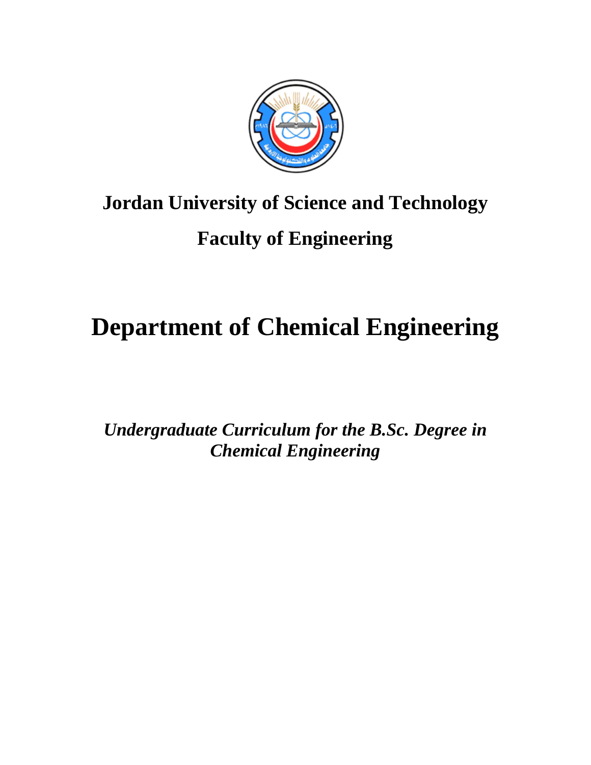# Jordan University of Science and Technology

## Faculty of Engineering

# Department of Chemical Engineering

***Undergraduate Curriculum for the B.Sc. Degree in Chemical Engineering***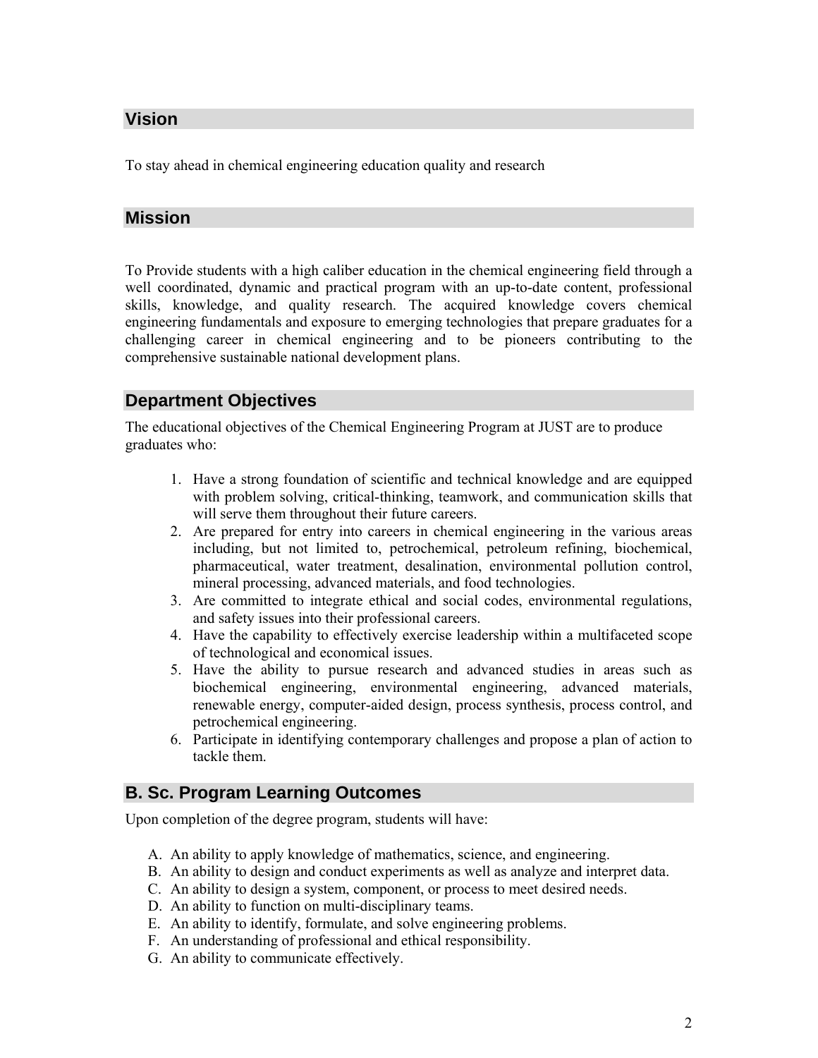## Vision

To stay ahead in chemical engineering education quality and research

## Mission

To Provide students with a high caliber education in the chemical engineering field through a well coordinated, dynamic and practical program with an up-to-date content, professional skills, knowledge, and quality research. The acquired knowledge covers chemical engineering fundamentals and exposure to emerging technologies that prepare graduates for a challenging career in chemical engineering and to be pioneers contributing to the comprehensive sustainable national development plans.

## Department Objectives

The educational objectives of the Chemical Engineering Program at JUST are to produce graduates who:

1. Have a strong foundation of scientific and technical knowledge and are equipped with problem solving, critical-thinking, teamwork, and communication skills that will serve them throughout their future careers.
2. Are prepared for entry into careers in chemical engineering in the various areas including, but not limited to, petrochemical, petroleum refining, biochemical, pharmaceutical, water treatment, desalination, environmental pollution control, mineral processing, advanced materials, and food technologies.
3. Are committed to integrate ethical and social codes, environmental regulations, and safety issues into their professional careers.
4. Have the capability to effectively exercise leadership within a multifaceted scope of technological and economical issues.
5. Have the ability to pursue research and advanced studies in areas such as biochemical engineering, environmental engineering, advanced materials, renewable energy, computer-aided design, process synthesis, process control, and petrochemical engineering.
6. Participate in identifying contemporary challenges and propose a plan of action to tackle them.

## B. Sc. Program Learning Outcomes

Upon completion of the degree program, students will have:

A. An ability to apply knowledge of mathematics, science, and engineering.
B. An ability to design and conduct experiments as well as analyze and interpret data.
C. An ability to design a system, component, or process to meet desired needs.
D. An ability to function on multi-disciplinary teams.
E. An ability to identify, formulate, and solve engineering problems.
F. An understanding of professional and ethical responsibility.
G. An ability to communicate effectively.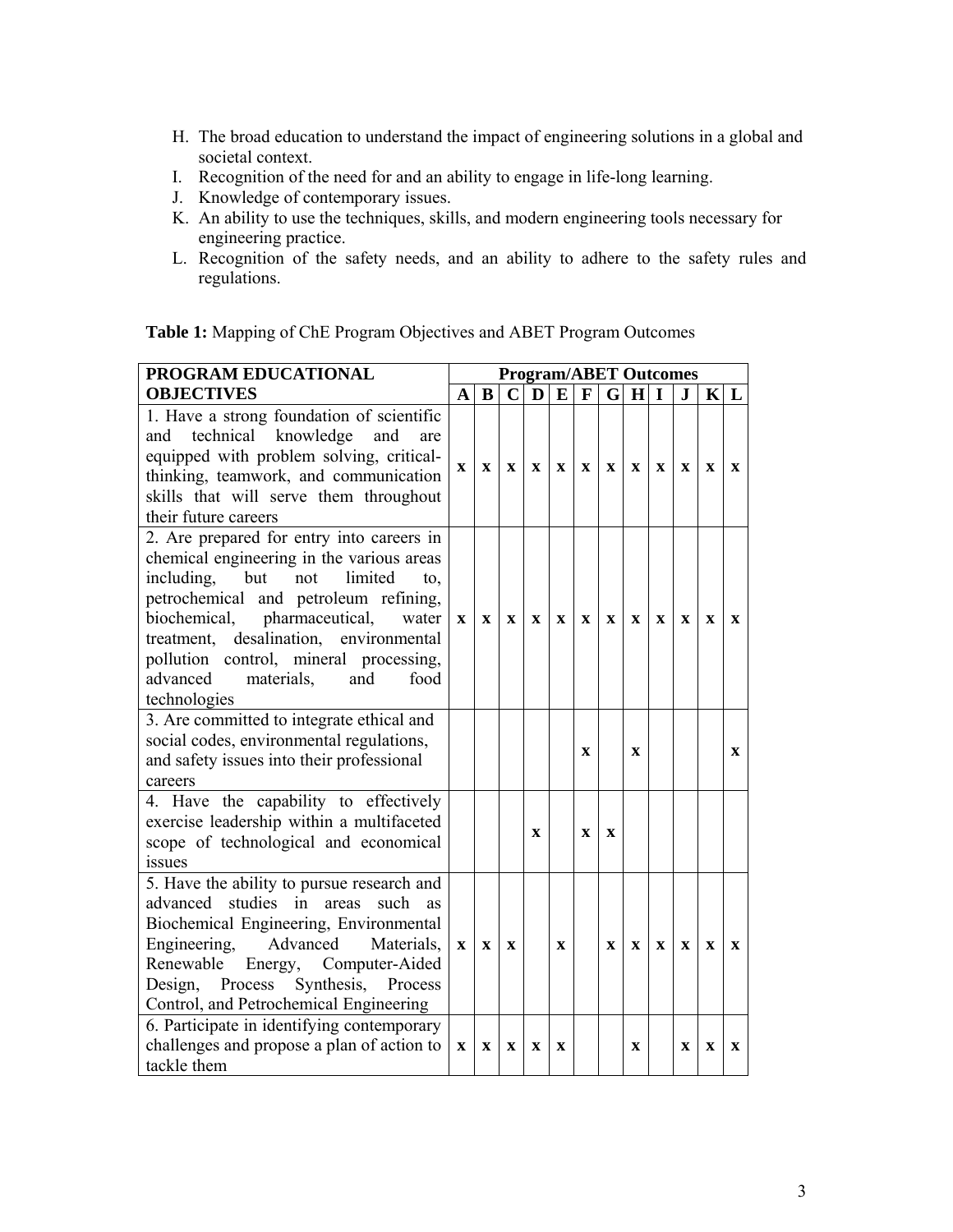H. The broad education to understand the impact of engineering solutions in a global and societal context.

I. Recognition of the need for and an ability to engage in life-long learning.

J. Knowledge of contemporary issues.

K. An ability to use the techniques, skills, and modern engineering tools necessary for engineering practice.

L. Recognition of the safety needs, and an ability to adhere to the safety rules and regulations.

**Table 1:** Mapping of ChE Program Objectives and ABET Program Outcomes

| PROGRAM EDUCATIONAL OBJECTIVES | Program/ABET Outcomes | | | | | | | | | | | |
|---|---|---|---|---|---|---|---|---|---|---|---|---|
| | A | B | C | D | E | F | G | H | I | J | K | L |
| 1. Have a strong foundation of scientific and technical knowledge and are equipped with problem solving, critical-thinking, teamwork, and communication skills that will serve them throughout their future careers | x | x | x | x | x | x | x | x | x | x | x | x |
| 2. Are prepared for entry into careers in chemical engineering in the various areas including, but not limited to, petrochemical and petroleum refining, biochemical, pharmaceutical, water treatment, desalination, environmental pollution control, mineral processing, advanced materials, and food technologies | x | x | x | x | x | x | x | x | x | x | x | x |
| 3. Are committed to integrate ethical and social codes, environmental regulations, and safety issues into their professional careers | | | | | | x | | x | | | | x |
| 4. Have the capability to effectively exercise leadership within a multifaceted scope of technological and economical issues | | | | x | | x | x | | | | | |
| 5. Have the ability to pursue research and advanced studies in areas such as Biochemical Engineering, Environmental Engineering, Advanced Materials, Renewable Energy, Computer-Aided Design, Process Synthesis, Process Control, and Petrochemical Engineering | x | x | x | | x | | x | x | x | x | x | x |
| 6. Participate in identifying contemporary challenges and propose a plan of action to tackle them | x | x | x | x | x | | | x | | x | x | x |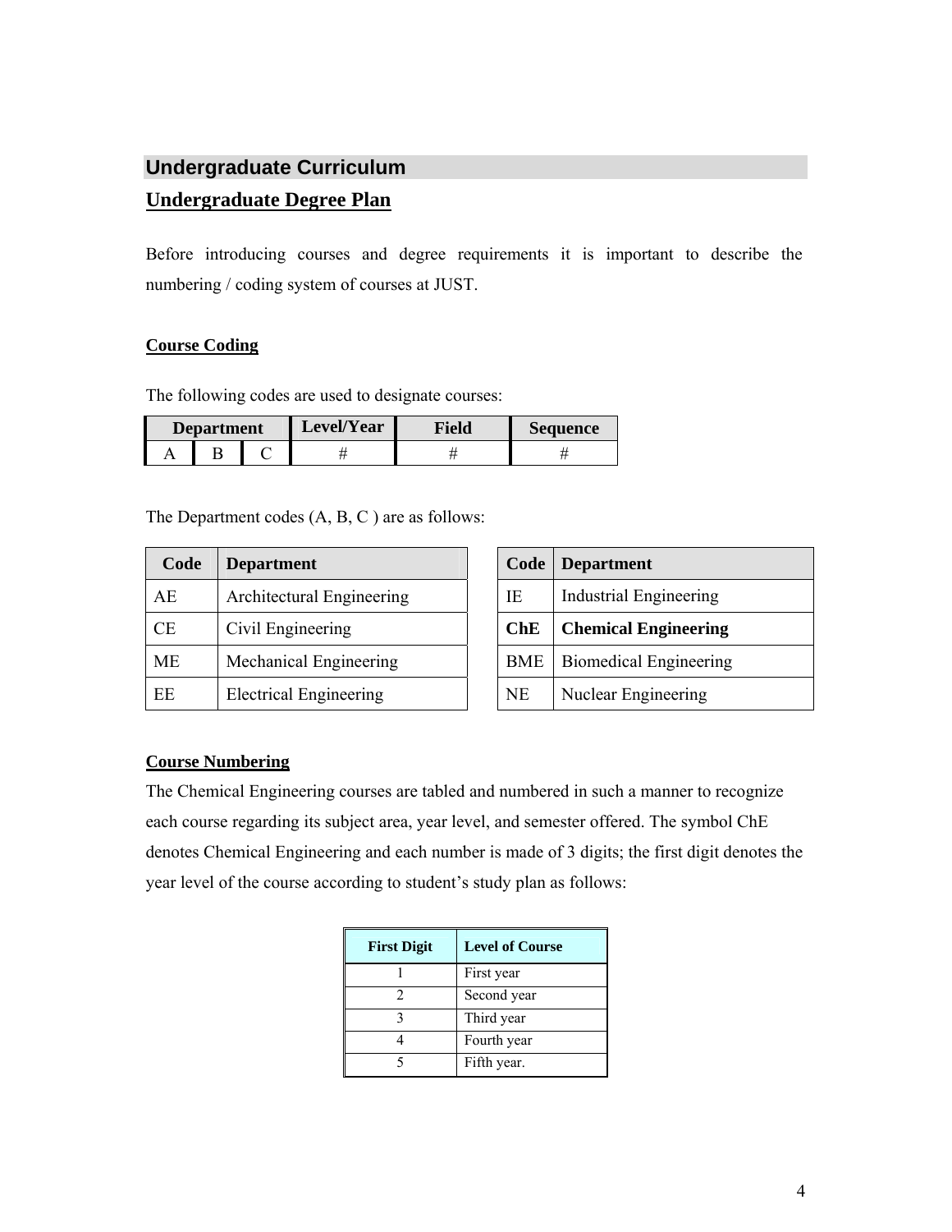## Undergraduate Curriculum

### Undergraduate Degree Plan

Before introducing courses and degree requirements it is important to describe the numbering / coding system of courses at JUST.

**Course Coding**

The following codes are used to designate courses:

| Department | | | Level/Year | Field | Sequence |
|---|---|---|---|---|---|
| A | B | C | # | # | # |

The Department codes (A, B, C ) are as follows:

| Code | Department | Code | Department |
|---|---|---|---|
| AE | Architectural Engineering | IE | Industrial Engineering |
| CE | Civil Engineering | **ChE** | **Chemical Engineering** |
| ME | Mechanical Engineering | BME | Biomedical Engineering |
| EE | Electrical Engineering | NE | Nuclear Engineering |

**Course Numbering**

The Chemical Engineering courses are tabled and numbered in such a manner to recognize each course regarding its subject area, year level, and semester offered. The symbol ChE denotes Chemical Engineering and each number is made of 3 digits; the first digit denotes the year level of the course according to student's study plan as follows:

| First Digit | Level of Course |
|---|---|
| 1 | First year |
| 2 | Second year |
| 3 | Third year |
| 4 | Fourth year |
| 5 | Fifth year. |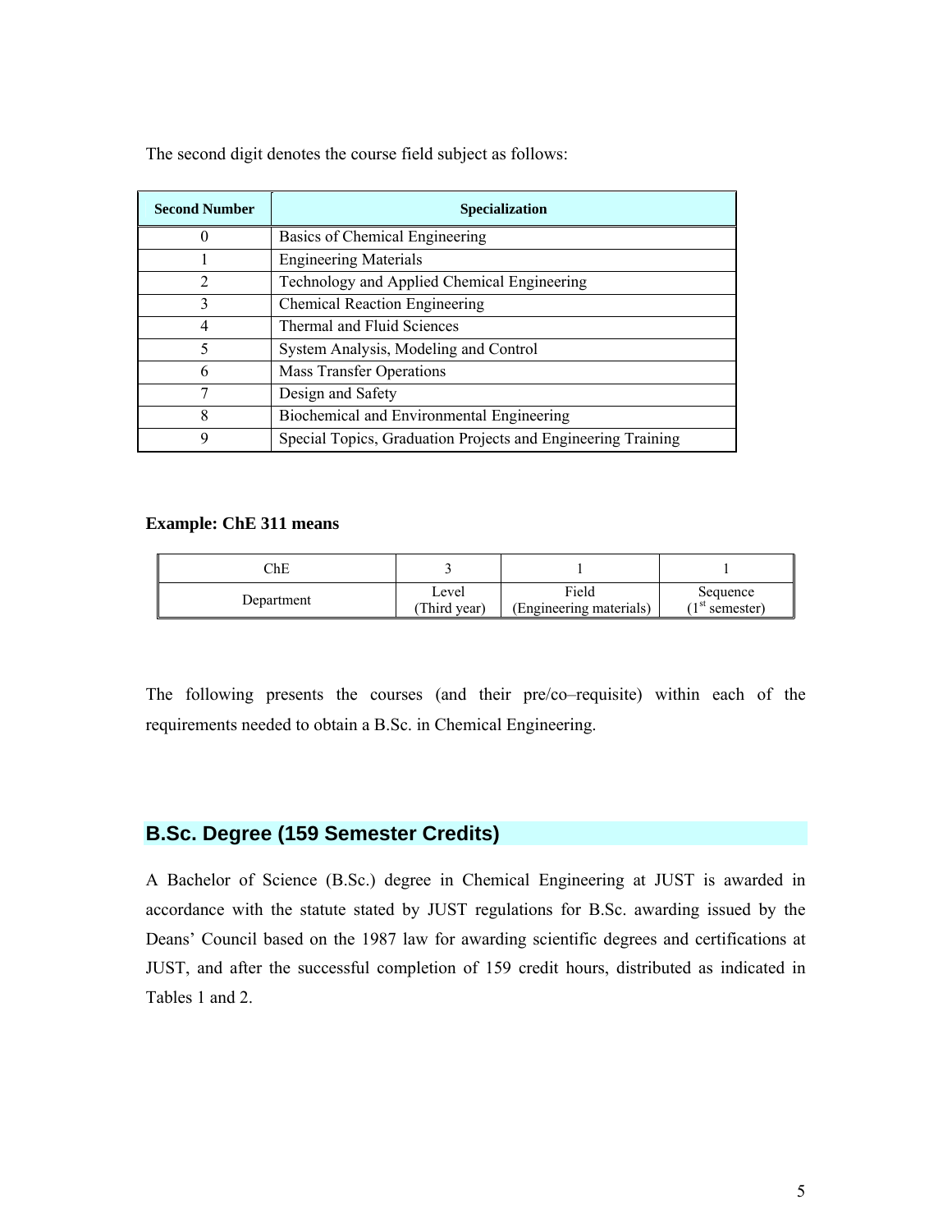The second digit denotes the course field subject as follows:

| Second Number | Specialization |
|---|---|
| 0 | Basics of Chemical Engineering |
| 1 | Engineering Materials |
| 2 | Technology and Applied Chemical Engineering |
| 3 | Chemical Reaction Engineering |
| 4 | Thermal and Fluid Sciences |
| 5 | System Analysis, Modeling and Control |
| 6 | Mass Transfer Operations |
| 7 | Design and Safety |
| 8 | Biochemical and Environmental Engineering |
| 9 | Special Topics, Graduation Projects and Engineering Training |

**Example: ChE 311 means**

| ChE | 3 | 1 | 1 |
|---|---|---|---|
| Department | Level (Third year) | Field (Engineering materials) | Sequence (1st semester) |

The following presents the courses (and their pre/co–requisite) within each of the requirements needed to obtain a B.Sc. in Chemical Engineering.

## B.Sc. Degree (159 Semester Credits)

A Bachelor of Science (B.Sc.) degree in Chemical Engineering at JUST is awarded in accordance with the statute stated by JUST regulations for B.Sc. awarding issued by the Deans' Council based on the 1987 law for awarding scientific degrees and certifications at JUST, and after the successful completion of 159 credit hours, distributed as indicated in Tables 1 and 2.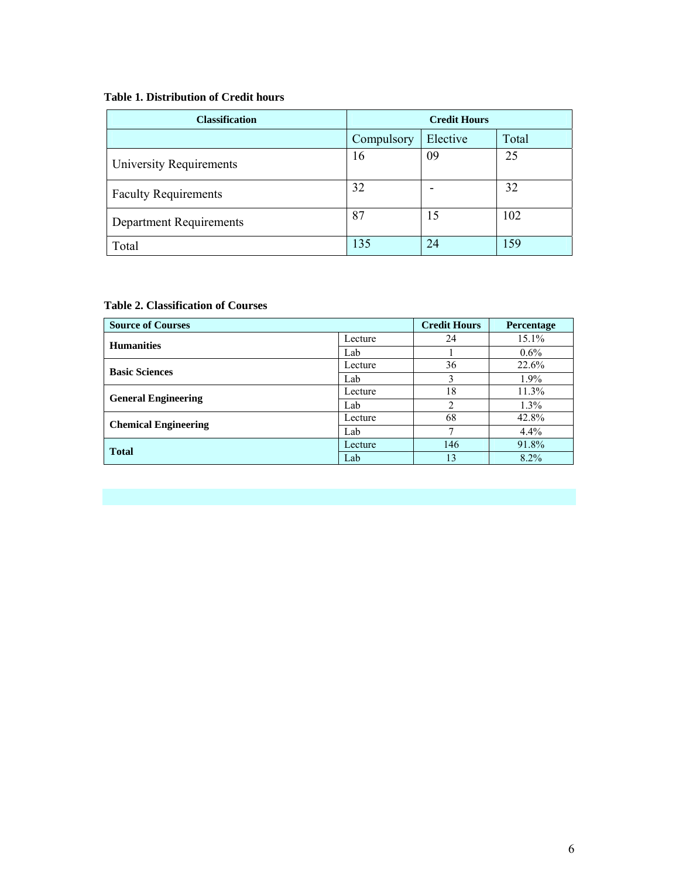**Table 1. Distribution of Credit hours**

| Classification | Credit Hours | | |
|---|---|---|---|
| | Compulsory | Elective | Total |
| University Requirements | 16 | 09 | 25 |
| Faculty Requirements | 32 | - | 32 |
| Department Requirements | 87 | 15 | 102 |
| Total | 135 | 24 | 159 |

**Table 2. Classification of Courses**

| Source of Courses | | Credit Hours | Percentage |
|---|---|---|---|
| **Humanities** | Lecture | 24 | 15.1% |
| | Lab | 1 | 0.6% |
| **Basic Sciences** | Lecture | 36 | 22.6% |
| | Lab | 3 | 1.9% |
| **General Engineering** | Lecture | 18 | 11.3% |
| | Lab | 2 | 1.3% |
| **Chemical Engineering** | Lecture | 68 | 42.8% |
| | Lab | 7 | 4.4% |
| **Total** | Lecture | 146 | 91.8% |
| | Lab | 13 | 8.2% |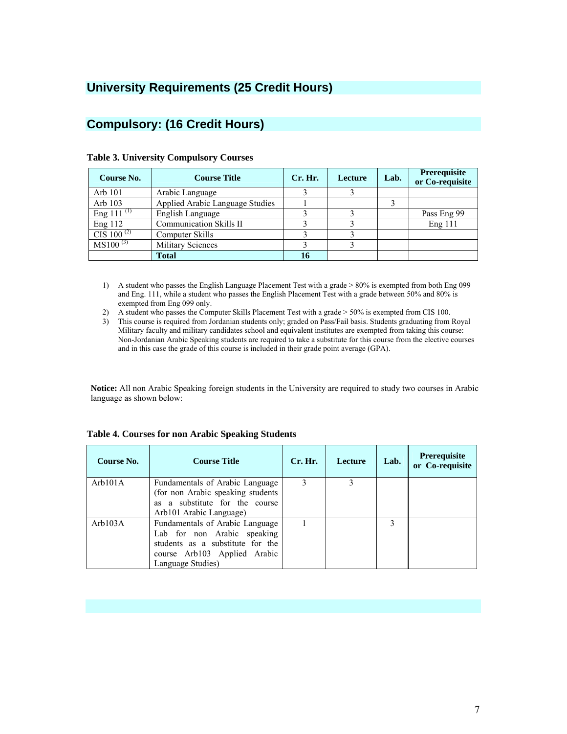## University Requirements (25 Credit Hours)

## Compulsory: (16 Credit Hours)

**Table 3. University Compulsory Courses**

| Course No. | Course Title | Cr. Hr. | Lecture | Lab. | Prerequisite or Co-requisite |
|---|---|---|---|---|---|
| Arb 101 | Arabic Language | 3 | 3 | | |
| Arb 103 | Applied Arabic Language Studies | 1 | | 3 | |
| Eng 111 [1] | English Language | 3 | 3 | | Pass Eng 99 |
| Eng 112 | Communication Skills II | 3 | 3 | | Eng 111 |
| CIS 100 [2] | Computer Skills | 3 | 3 | | |
| MS100 [3] | Military Sciences | 3 | 3 | | |
| | **Total** | **16** | | | |

1) A student who passes the English Language Placement Test with a grade > 80% is exempted from both Eng 099 and Eng. 111, while a student who passes the English Placement Test with a grade between 50% and 80% is exempted from Eng 099 only.
2) A student who passes the Computer Skills Placement Test with a grade > 50% is exempted from CIS 100.
3) This course is required from Jordanian students only; graded on Pass/Fail basis. Students graduating from Royal Military faculty and military candidates school and equivalent institutes are exempted from taking this course: Non-Jordanian Arabic Speaking students are required to take a substitute for this course from the elective courses and in this case the grade of this course is included in their grade point average (GPA).

**Notice:** All non Arabic Speaking foreign students in the University are required to study two courses in Arabic language as shown below:

**Table 4. Courses for non Arabic Speaking Students**

| Course No. | Course Title | Cr. Hr. | Lecture | Lab. | Prerequisite or Co-requisite |
|---|---|---|---|---|---|
| Arb101A | Fundamentals of Arabic Language (for non Arabic speaking students as a substitute for the course Arb101 Arabic Language) | 3 | 3 | | |
| Arb103A | Fundamentals of Arabic Language Lab for non Arabic speaking students as a substitute for the course Arb103 Applied Arabic Language Studies) | 1 | | 3 | |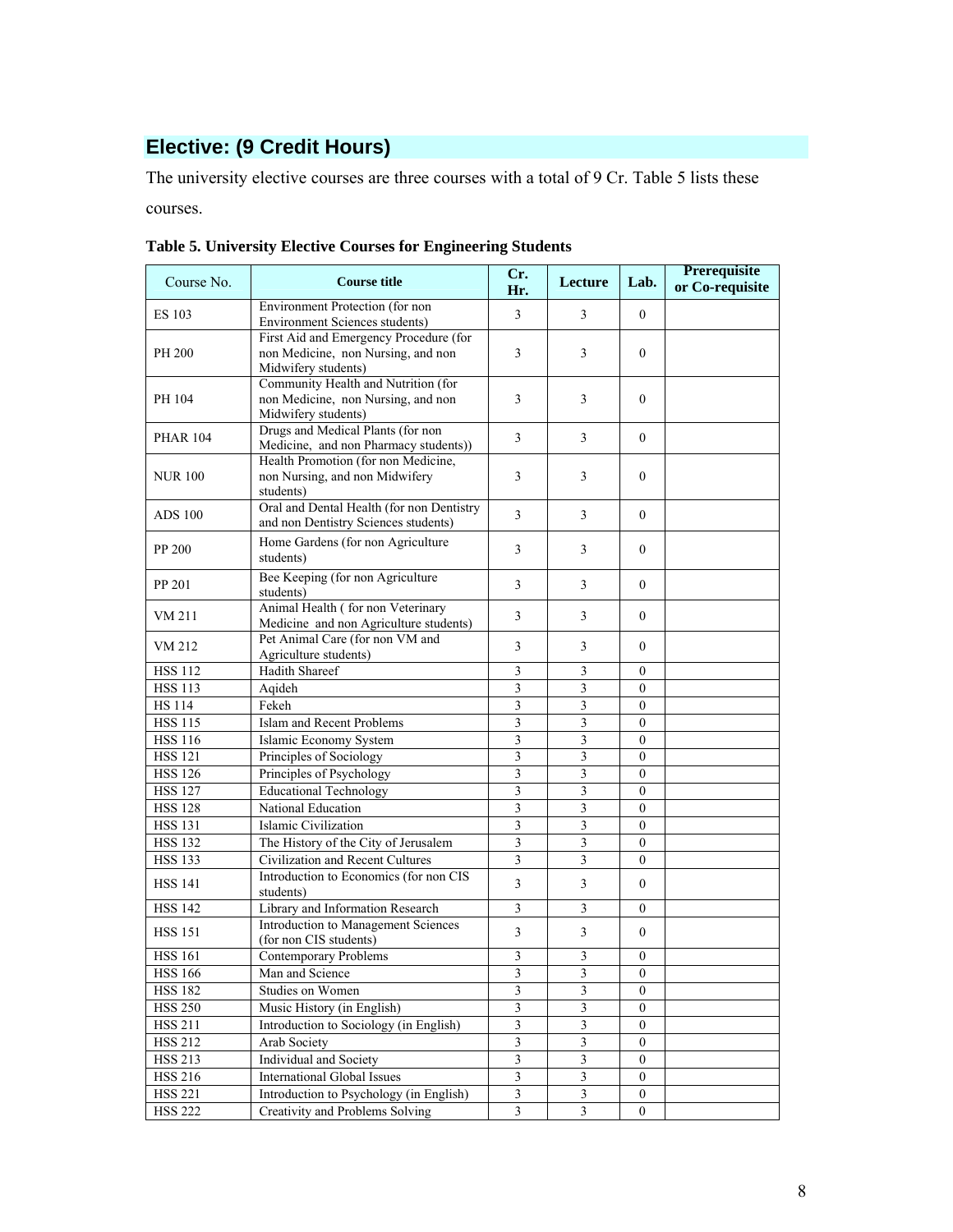## Elective: (9 Credit Hours)

The university elective courses are three courses with a total of 9 Cr. Table 5 lists these courses.

**Table 5. University Elective Courses for Engineering Students**

| Course No. | Course title | Cr. Hr. | Lecture | Lab. | Prerequisite or Co-requisite |
|---|---|---|---|---|---|
| ES 103 | Environment Protection (for non Environment Sciences students) | 3 | 3 | 0 | |
| PH 200 | First Aid and Emergency Procedure (for non Medicine, non Nursing, and non Midwifery students) | 3 | 3 | 0 | |
| PH 104 | Community Health and Nutrition (for non Medicine, non Nursing, and non Midwifery students) | 3 | 3 | 0 | |
| PHAR 104 | Drugs and Medical Plants (for non Medicine, and non Pharmacy students)) | 3 | 3 | 0 | |
| NUR 100 | Health Promotion (for non Medicine, non Nursing, and non Midwifery students) | 3 | 3 | 0 | |
| ADS 100 | Oral and Dental Health (for non Dentistry and non Dentistry Sciences students) | 3 | 3 | 0 | |
| PP 200 | Home Gardens (for non Agriculture students) | 3 | 3 | 0 | |
| PP 201 | Bee Keeping (for non Agriculture students) | 3 | 3 | 0 | |
| VM 211 | Animal Health ( for non Veterinary Medicine and non Agriculture students) | 3 | 3 | 0 | |
| VM 212 | Pet Animal Care (for non VM and Agriculture students) | 3 | 3 | 0 | |
| HSS 112 | Hadith Shareef | 3 | 3 | 0 | |
| HSS 113 | Aqideh | 3 | 3 | 0 | |
| HS 114 | Fekeh | 3 | 3 | 0 | |
| HSS 115 | Islam and Recent Problems | 3 | 3 | 0 | |
| HSS 116 | Islamic Economy System | 3 | 3 | 0 | |
| HSS 121 | Principles of Sociology | 3 | 3 | 0 | |
| HSS 126 | Principles of Psychology | 3 | 3 | 0 | |
| HSS 127 | Educational Technology | 3 | 3 | 0 | |
| HSS 128 | National Education | 3 | 3 | 0 | |
| HSS 131 | Islamic Civilization | 3 | 3 | 0 | |
| HSS 132 | The History of the City of Jerusalem | 3 | 3 | 0 | |
| HSS 133 | Civilization and Recent Cultures | 3 | 3 | 0 | |
| HSS 141 | Introduction to Economics (for non CIS students) | 3 | 3 | 0 | |
| HSS 142 | Library and Information Research | 3 | 3 | 0 | |
| HSS 151 | Introduction to Management Sciences (for non CIS students) | 3 | 3 | 0 | |
| HSS 161 | Contemporary Problems | 3 | 3 | 0 | |
| HSS 166 | Man and Science | 3 | 3 | 0 | |
| HSS 182 | Studies on Women | 3 | 3 | 0 | |
| HSS 250 | Music History (in English) | 3 | 3 | 0 | |
| HSS 211 | Introduction to Sociology (in English) | 3 | 3 | 0 | |
| HSS 212 | Arab Society | 3 | 3 | 0 | |
| HSS 213 | Individual and Society | 3 | 3 | 0 | |
| HSS 216 | International Global Issues | 3 | 3 | 0 | |
| HSS 221 | Introduction to Psychology (in English) | 3 | 3 | 0 | |
| HSS 222 | Creativity and Problems Solving | 3 | 3 | 0 | |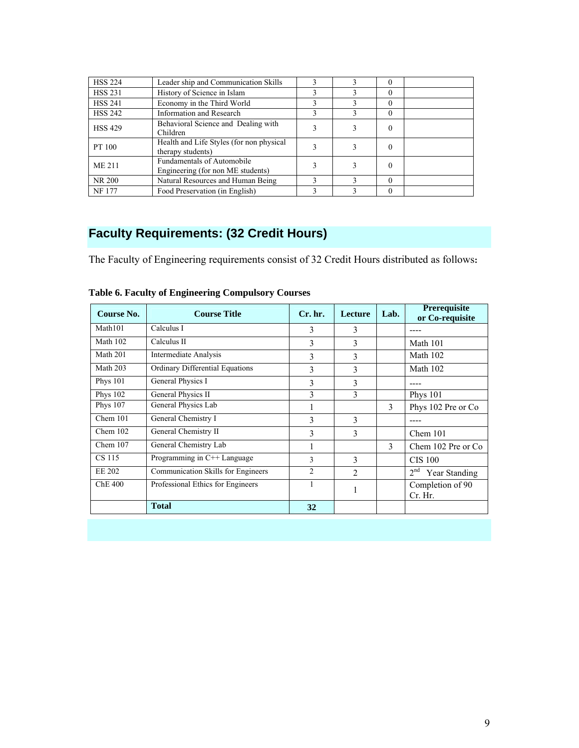| | | | | | |
|---|---|---|---|---|---|
| HSS 224 | Leader ship and Communication Skills | 3 | 3 | 0 | |
| HSS 231 | History of Science in Islam | 3 | 3 | 0 | |
| HSS 241 | Economy in the Third World | 3 | 3 | 0 | |
| HSS 242 | Information and Research | 3 | 3 | 0 | |
| HSS 429 | Behavioral Science and Dealing with Children | 3 | 3 | 0 | |
| PT 100 | Health and Life Styles (for non physical therapy students) | 3 | 3 | 0 | |
| ME 211 | Fundamentals of Automobile Engineering (for non ME students) | 3 | 3 | 0 | |
| NR 200 | Natural Resources and Human Being | 3 | 3 | 0 | |
| NF 177 | Food Preservation (in English) | 3 | 3 | 0 | |

## Faculty Requirements: (32 Credit Hours)

The Faculty of Engineering requirements consist of 32 Credit Hours distributed as follows:

**Table 6. Faculty of Engineering Compulsory Courses**

| Course No. | Course Title | Cr. hr. | Lecture | Lab. | Prerequisite or Co-requisite |
|---|---|---|---|---|---|
| Math101 | Calculus I | 3 | 3 | | ---- |
| Math 102 | Calculus II | 3 | 3 | | Math 101 |
| Math 201 | Intermediate Analysis | 3 | 3 | | Math 102 |
| Math 203 | Ordinary Differential Equations | 3 | 3 | | Math 102 |
| Phys 101 | General Physics I | 3 | 3 | | ---- |
| Phys 102 | General Physics II | 3 | 3 | | Phys 101 |
| Phys 107 | General Physics Lab | 1 | | 3 | Phys 102 Pre or Co |
| Chem 101 | General Chemistry I | 3 | 3 | | ---- |
| Chem 102 | General Chemistry II | 3 | 3 | | Chem 101 |
| Chem 107 | General Chemistry Lab | 1 | | 3 | Chem 102 Pre or Co |
| CS 115 | Programming in C++ Language | 3 | 3 | | CIS 100 |
| EE 202 | Communication Skills for Engineers | 2 | 2 | | 2nd Year Standing |
| ChE 400 | Professional Ethics for Engineers | 1 | 1 | | Completion of 90 Cr. Hr. |
| | **Total** | **32** | | | |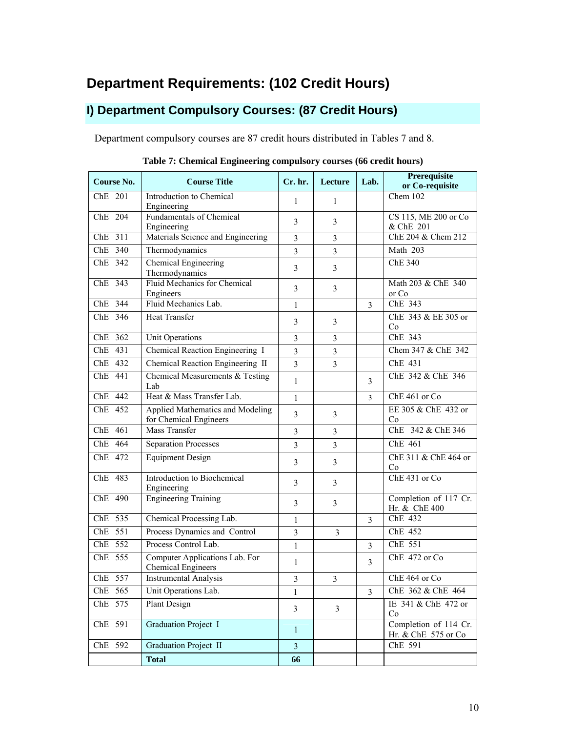# Department Requirements: (102 Credit Hours)

## I) Department Compulsory Courses: (87 Credit Hours)

Department compulsory courses are 87 credit hours distributed in Tables 7 and 8.

**Table 7: Chemical Engineering compulsory courses (66 credit hours)**

| Course No. | Course Title | Cr. hr. | Lecture | Lab. | Prerequisite or Co-requisite |
|---|---|---|---|---|---|
| ChE 201 | Introduction to Chemical Engineering | 1 | 1 | | Chem 102 |
| ChE 204 | Fundamentals of Chemical Engineering | 3 | 3 | | CS 115, ME 200 or Co & ChE 201 |
| ChE 311 | Materials Science and Engineering | 3 | 3 | | ChE 204 & Chem 212 |
| ChE 340 | Thermodynamics | 3 | 3 | | Math 203 |
| ChE 342 | Chemical Engineering Thermodynamics | 3 | 3 | | ChE 340 |
| ChE 343 | Fluid Mechanics for Chemical Engineers | 3 | 3 | | Math 203 & ChE 340 or Co |
| ChE 344 | Fluid Mechanics Lab. | 1 | | 3 | ChE 343 |
| ChE 346 | Heat Transfer | 3 | 3 | | ChE 343 & EE 305 or Co |
| ChE 362 | Unit Operations | 3 | 3 | | ChE 343 |
| ChE 431 | Chemical Reaction Engineering I | 3 | 3 | | Chem 347 & ChE 342 |
| ChE 432 | Chemical Reaction Engineering II | 3 | 3 | | ChE 431 |
| ChE 441 | Chemical Measurements & Testing Lab | 1 | | 3 | ChE 342 & ChE 346 |
| ChE 442 | Heat & Mass Transfer Lab. | 1 | | 3 | ChE 461 or Co |
| ChE 452 | Applied Mathematics and Modeling for Chemical Engineers | 3 | 3 | | EE 305 & ChE 432 or Co |
| ChE 461 | Mass Transfer | 3 | 3 | | ChE 342 & ChE 346 |
| ChE 464 | Separation Processes | 3 | 3 | | ChE 461 |
| ChE 472 | Equipment Design | 3 | 3 | | ChE 311 & ChE 464 or Co |
| ChE 483 | Introduction to Biochemical Engineering | 3 | 3 | | ChE 431 or Co |
| ChE 490 | Engineering Training | 3 | 3 | | Completion of 117 Cr. Hr. & ChE 400 |
| ChE 535 | Chemical Processing Lab. | 1 | | 3 | ChE 432 |
| ChE 551 | Process Dynamics and Control | 3 | 3 | | ChE 452 |
| ChE 552 | Process Control Lab. | 1 | | 3 | ChE 551 |
| ChE 555 | Computer Applications Lab. For Chemical Engineers | 1 | | 3 | ChE 472 or Co |
| ChE 557 | Instrumental Analysis | 3 | 3 | | ChE 464 or Co |
| ChE 565 | Unit Operations Lab. | 1 | | 3 | ChE 362 & ChE 464 |
| ChE 575 | Plant Design | 3 | 3 | | IE 341 & ChE 472 or Co |
| ChE 591 | Graduation Project I | 1 | | | Completion of 114 Cr. Hr. & ChE 575 or Co |
| ChE 592 | Graduation Project II | 3 | | | ChE 591 |
| | **Total** | **66** | | | |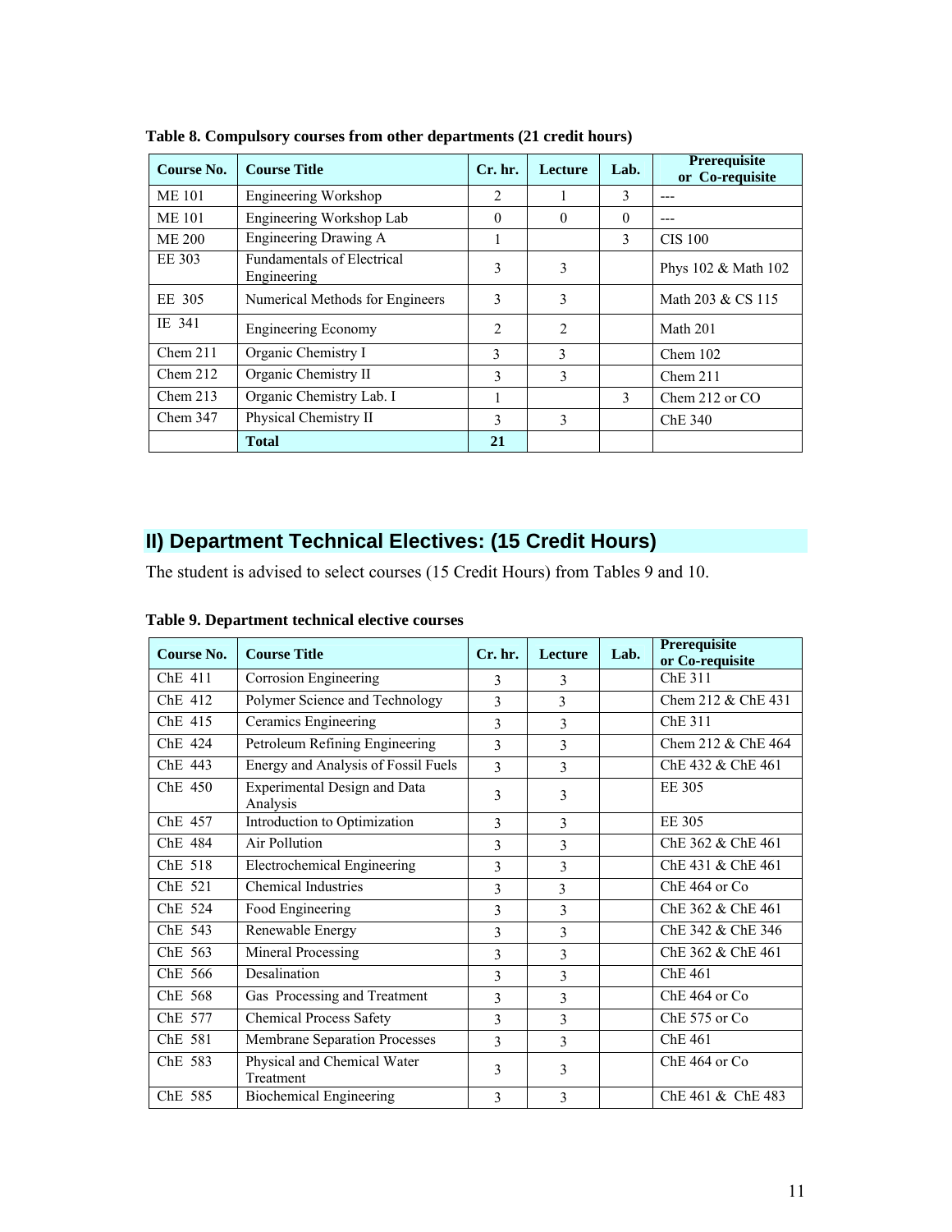**Table 8. Compulsory courses from other departments (21 credit hours)**

| Course No. | Course Title | Cr. hr. | Lecture | Lab. | Prerequisite or Co-requisite |
|---|---|---|---|---|---|
| ME 101 | Engineering Workshop | 2 | 1 | 3 | --- |
| ME 101 | Engineering Workshop Lab | 0 | 0 | 0 | --- |
| ME 200 | Engineering Drawing A | 1 | | 3 | CIS 100 |
| EE 303 | Fundamentals of Electrical Engineering | 3 | 3 | | Phys 102 & Math 102 |
| EE 305 | Numerical Methods for Engineers | 3 | 3 | | Math 203 & CS 115 |
| IE 341 | Engineering Economy | 2 | 2 | | Math 201 |
| Chem 211 | Organic Chemistry I | 3 | 3 | | Chem 102 |
| Chem 212 | Organic Chemistry II | 3 | 3 | | Chem 211 |
| Chem 213 | Organic Chemistry Lab. I | 1 | | 3 | Chem 212 or CO |
| Chem 347 | Physical Chemistry II | 3 | 3 | | ChE 340 |
| | **Total** | **21** | | | |

## II) Department Technical Electives: (15 Credit Hours)

The student is advised to select courses (15 Credit Hours) from Tables 9 and 10.

**Table 9. Department technical elective courses**

| Course No. | Course Title | Cr. hr. | Lecture | Lab. | Prerequisite or Co-requisite |
|---|---|---|---|---|---|
| ChE 411 | Corrosion Engineering | 3 | 3 | | ChE 311 |
| ChE 412 | Polymer Science and Technology | 3 | 3 | | Chem 212 & ChE 431 |
| ChE 415 | Ceramics Engineering | 3 | 3 | | ChE 311 |
| ChE 424 | Petroleum Refining Engineering | 3 | 3 | | Chem 212 & ChE 464 |
| ChE 443 | Energy and Analysis of Fossil Fuels | 3 | 3 | | ChE 432 & ChE 461 |
| ChE 450 | Experimental Design and Data Analysis | 3 | 3 | | EE 305 |
| ChE 457 | Introduction to Optimization | 3 | 3 | | EE 305 |
| ChE 484 | Air Pollution | 3 | 3 | | ChE 362 & ChE 461 |
| ChE 518 | Electrochemical Engineering | 3 | 3 | | ChE 431 & ChE 461 |
| ChE 521 | Chemical Industries | 3 | 3 | | ChE 464 or Co |
| ChE 524 | Food Engineering | 3 | 3 | | ChE 362 & ChE 461 |
| ChE 543 | Renewable Energy | 3 | 3 | | ChE 342 & ChE 346 |
| ChE 563 | Mineral Processing | 3 | 3 | | ChE 362 & ChE 461 |
| ChE 566 | Desalination | 3 | 3 | | ChE 461 |
| ChE 568 | Gas Processing and Treatment | 3 | 3 | | ChE 464 or Co |
| ChE 577 | Chemical Process Safety | 3 | 3 | | ChE 575 or Co |
| ChE 581 | Membrane Separation Processes | 3 | 3 | | ChE 461 |
| ChE 583 | Physical and Chemical Water Treatment | 3 | 3 | | ChE 464 or Co |
| ChE 585 | Biochemical Engineering | 3 | 3 | | ChE 461 & ChE 483 |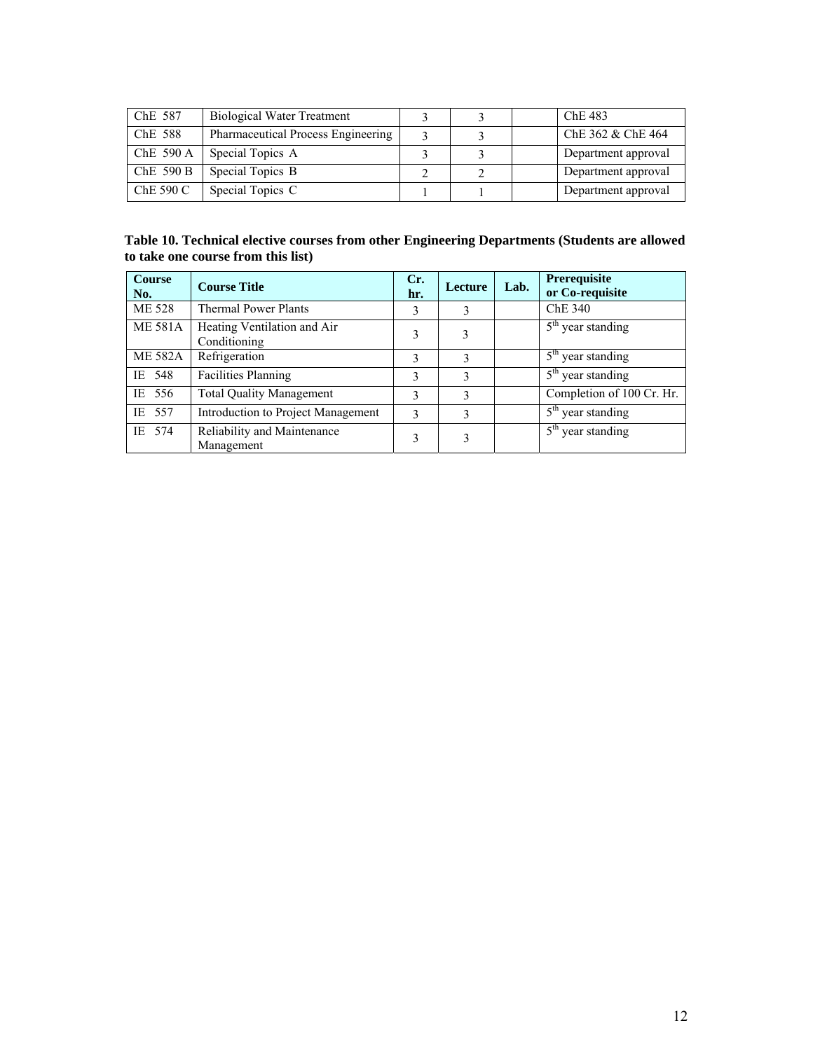| ChE 587 | Biological Water Treatment | 3 | 3 | | ChE 483 |
|---|---|---|---|---|---|
| ChE 588 | Pharmaceutical Process Engineering | 3 | 3 | | ChE 362 & ChE 464 |
| ChE 590 A | Special Topics A | 3 | 3 | | Department approval |
| ChE 590 B | Special Topics B | 2 | 2 | | Department approval |
| ChE 590 C | Special Topics C | 1 | 1 | | Department approval |

**Table 10. Technical elective courses from other Engineering Departments (Students are allowed to take one course from this list)**

| Course No. | Course Title | Cr. hr. | Lecture | Lab. | Prerequisite or Co-requisite |
|---|---|---|---|---|---|
| ME 528 | Thermal Power Plants | 3 | 3 | | ChE 340 |
| ME 581A | Heating Ventilation and Air Conditioning | 3 | 3 | | 5th year standing |
| ME 582A | Refrigeration | 3 | 3 | | 5th year standing |
| IE 548 | Facilities Planning | 3 | 3 | | 5th year standing |
| IE 556 | Total Quality Management | 3 | 3 | | Completion of 100 Cr. Hr. |
| IE 557 | Introduction to Project Management | 3 | 3 | | 5th year standing |
| IE 574 | Reliability and Maintenance Management | 3 | 3 | | 5th year standing |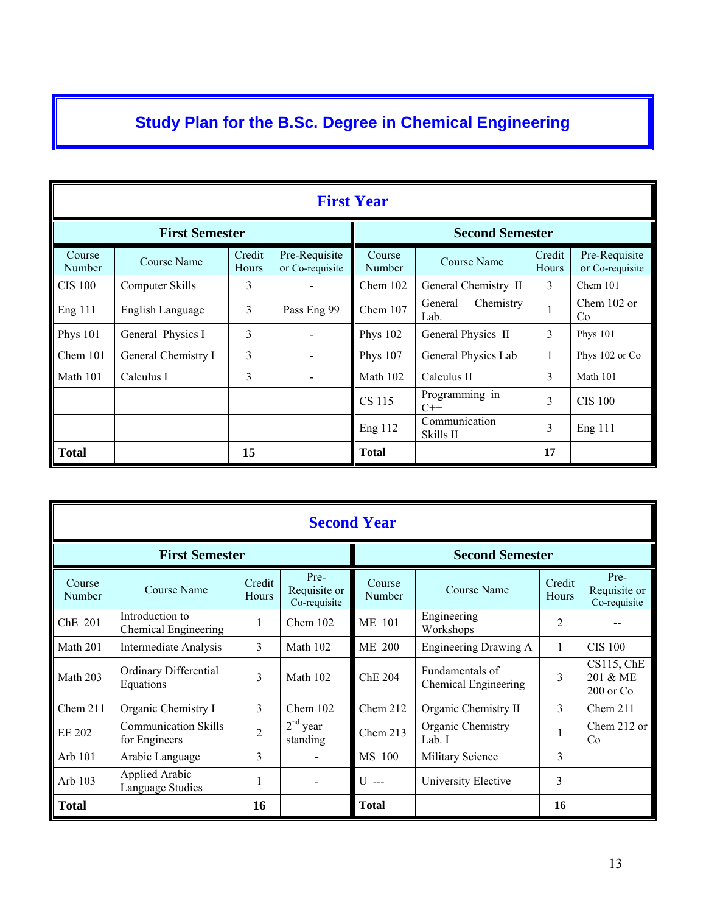# Study Plan for the B.Sc. Degree in Chemical Engineering

## First Year

| First Semester | | | | Second Semester | | | |
|---|---|---|---|---|---|---|---|
| Course Number | Course Name | Credit Hours | Pre-Requisite or Co-requisite | Course Number | Course Name | Credit Hours | Pre-Requisite or Co-requisite |
| CIS 100 | Computer Skills | 3 | - | Chem 102 | General Chemistry II | 3 | Chem 101 |
| Eng 111 | English Language | 3 | Pass Eng 99 | Chem 107 | General Chemistry Lab. | 1 | Chem 102 or Co |
| Phys 101 | General Physics I | 3 | - | Phys 102 | General Physics II | 3 | Phys 101 |
| Chem 101 | General Chemistry I | 3 | - | Phys 107 | General Physics Lab | 1 | Phys 102 or Co |
| Math 101 | Calculus I | 3 | - | Math 102 | Calculus II | 3 | Math 101 |
| | | | | CS 115 | Programming in C++ | 3 | CIS 100 |
| | | | | Eng 112 | Communication Skills II | 3 | Eng 111 |
| **Total** | | **15** | | **Total** | | **17** | |

## Second Year

| First Semester | | | | Second Semester | | | |
|---|---|---|---|---|---|---|---|
| Course Number | Course Name | Credit Hours | Pre-Requisite or Co-requisite | Course Number | Course Name | Credit Hours | Pre-Requisite or Co-requisite |
| ChE 201 | Introduction to Chemical Engineering | 1 | Chem 102 | ME 101 | Engineering Workshops | 2 | -- |
| Math 201 | Intermediate Analysis | 3 | Math 102 | ME 200 | Engineering Drawing A | 1 | CIS 100 |
| Math 203 | Ordinary Differential Equations | 3 | Math 102 | ChE 204 | Fundamentals of Chemical Engineering | 3 | CS115, ChE 201 & ME 200 or Co |
| Chem 211 | Organic Chemistry I | 3 | Chem 102 | Chem 212 | Organic Chemistry II | 3 | Chem 211 |
| EE 202 | Communication Skills for Engineers | 2 | 2nd year standing | Chem 213 | Organic Chemistry Lab. I | 1 | Chem 212 or Co |
| Arb 101 | Arabic Language | 3 | - | MS 100 | Military Science | 3 | |
| Arb 103 | Applied Arabic Language Studies | 1 | - | U --- | University Elective | 3 | |
| **Total** | | **16** | | **Total** | | **16** | |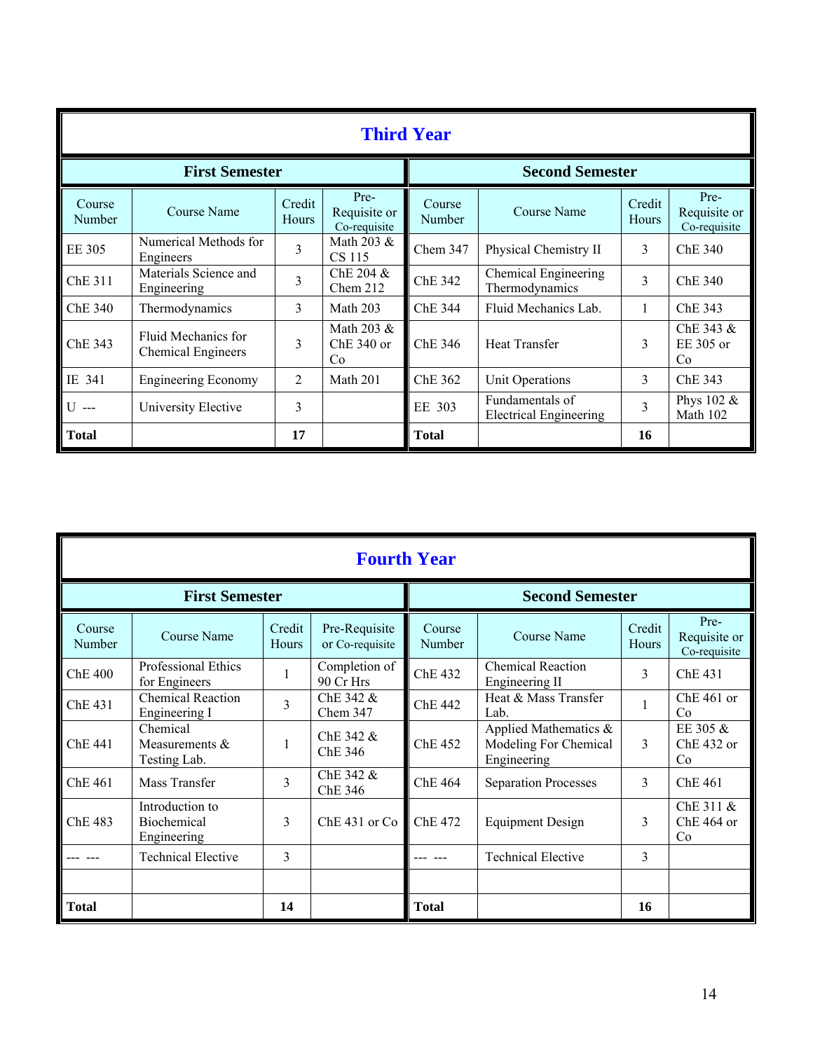## Third Year

| First Semester | | | | Second Semester | | | |
|---|---|---|---|---|---|---|---|
| Course Number | Course Name | Credit Hours | Pre-Requisite or Co-requisite | Course Number | Course Name | Credit Hours | Pre-Requisite or Co-requisite |
| EE 305 | Numerical Methods for Engineers | 3 | Math 203 & CS 115 | Chem 347 | Physical Chemistry II | 3 | ChE 340 |
| ChE 311 | Materials Science and Engineering | 3 | ChE 204 & Chem 212 | ChE 342 | Chemical Engineering Thermodynamics | 3 | ChE 340 |
| ChE 340 | Thermodynamics | 3 | Math 203 | ChE 344 | Fluid Mechanics Lab. | 1 | ChE 343 |
| ChE 343 | Fluid Mechanics for Chemical Engineers | 3 | Math 203 & ChE 340 or Co | ChE 346 | Heat Transfer | 3 | ChE 343 & EE 305 or Co |
| IE 341 | Engineering Economy | 2 | Math 201 | ChE 362 | Unit Operations | 3 | ChE 343 |
| U --- | University Elective | 3 | | EE 303 | Fundamentals of Electrical Engineering | 3 | Phys 102 & Math 102 |
| **Total** | | **17** | | **Total** | | **16** | |

## Fourth Year

| First Semester | | | | Second Semester | | | |
|---|---|---|---|---|---|---|---|
| Course Number | Course Name | Credit Hours | Pre-Requisite or Co-requisite | Course Number | Course Name | Credit Hours | Pre-Requisite or Co-requisite |
| ChE 400 | Professional Ethics for Engineers | 1 | Completion of 90 Cr Hrs | ChE 432 | Chemical Reaction Engineering II | 3 | ChE 431 |
| ChE 431 | Chemical Reaction Engineering I | 3 | ChE 342 & Chem 347 | ChE 442 | Heat & Mass Transfer Lab. | 1 | ChE 461 or Co |
| ChE 441 | Chemical Measurements & Testing Lab. | 1 | ChE 342 & ChE 346 | ChE 452 | Applied Mathematics & Modeling For Chemical Engineering | 3 | EE 305 & ChE 432 or Co |
| ChE 461 | Mass Transfer | 3 | ChE 342 & ChE 346 | ChE 464 | Separation Processes | 3 | ChE 461 |
| ChE 483 | Introduction to Biochemical Engineering | 3 | ChE 431 or Co | ChE 472 | Equipment Design | 3 | ChE 311 & ChE 464 or Co |
| --- --- | Technical Elective | 3 | | --- --- | Technical Elective | 3 | |
| | | | | | | | |
| **Total** | | **14** | | **Total** | | **16** | |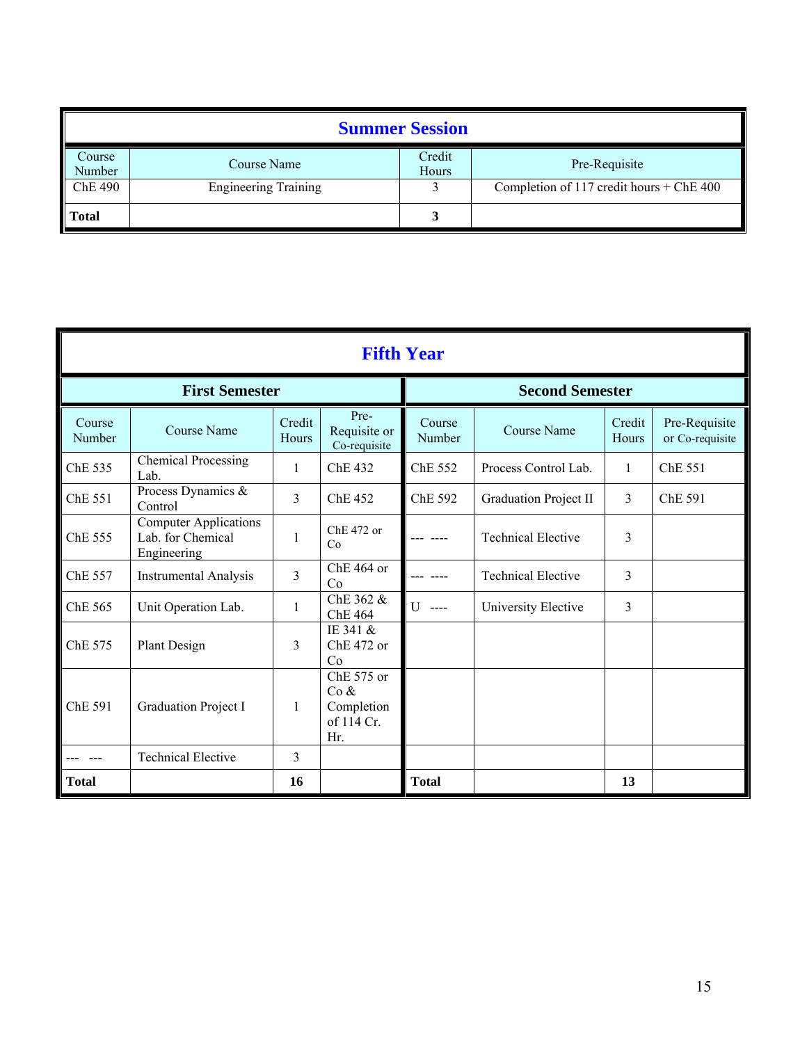## Summer Session

| Course Number | Course Name | Credit Hours | Pre-Requisite |
|---|---|---|---|
| ChE 490 | Engineering Training | 3 | Completion of 117 credit hours + ChE 400 |
| **Total** | | **3** | |

## Fifth Year

| **First Semester** | | | | **Second Semester** | | | |
|---|---|---|---|---|---|---|---|
| Course Number | Course Name | Credit Hours | Pre-Requisite or Co-requisite | Course Number | Course Name | Credit Hours | Pre-Requisite or Co-requisite |
| ChE 535 | Chemical Processing Lab. | 1 | ChE 432 | ChE 552 | Process Control Lab. | 1 | ChE 551 |
| ChE 551 | Process Dynamics & Control | 3 | ChE 452 | ChE 592 | Graduation Project II | 3 | ChE 591 |
| ChE 555 | Computer Applications Lab. for Chemical Engineering | 1 | ChE 472 or Co | --- ---- | Technical Elective | 3 | |
| ChE 557 | Instrumental Analysis | 3 | ChE 464 or Co | --- ---- | Technical Elective | 3 | |
| ChE 565 | Unit Operation Lab. | 1 | ChE 362 & ChE 464 | U ---- | University Elective | 3 | |
| ChE 575 | Plant Design | 3 | IE 341 & ChE 472 or Co | | | | |
| ChE 591 | Graduation Project I | 1 | ChE 575 or Co & Completion of 114 Cr. Hr. | | | | |
| --- --- | Technical Elective | 3 | | | | | |
| **Total** | | **16** | | **Total** | | **13** | |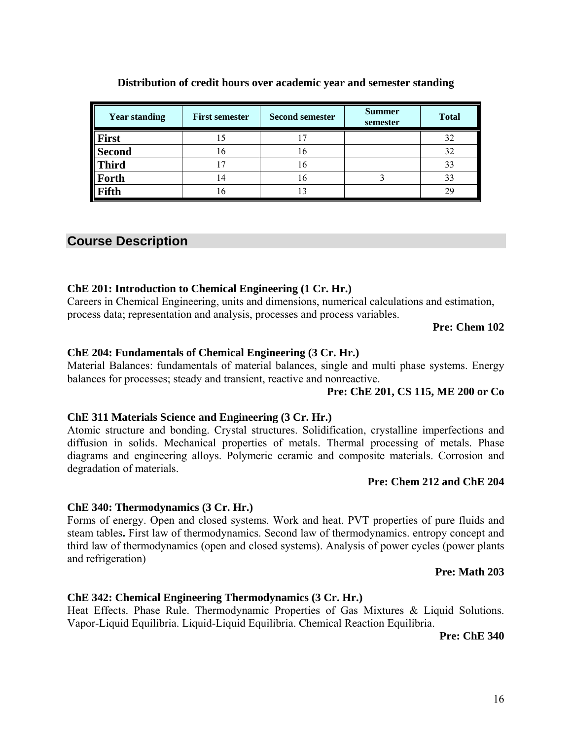**Distribution of credit hours over academic year and semester standing**

| Year standing | First semester | Second semester | Summer semester | Total |
|---|---|---|---|---|
| **First** | 15 | 17 | | 32 |
| **Second** | 16 | 16 | | 32 |
| **Third** | 17 | 16 | | 33 |
| **Forth** | 14 | 16 | 3 | 33 |
| **Fifth** | 16 | 13 | | 29 |

## Course Description

**ChE 201: Introduction to Chemical Engineering (1 Cr. Hr.)**
Careers in Chemical Engineering, units and dimensions, numerical calculations and estimation, process data; representation and analysis, processes and process variables.

**Pre: Chem 102**

**ChE 204: Fundamentals of Chemical Engineering (3 Cr. Hr.)**
Material Balances: fundamentals of material balances, single and multi phase systems. Energy balances for processes; steady and transient, reactive and nonreactive.

**Pre: ChE 201, CS 115, ME 200 or Co**

**ChE 311 Materials Science and Engineering (3 Cr. Hr.)**
Atomic structure and bonding. Crystal structures. Solidification, crystalline imperfections and diffusion in solids. Mechanical properties of metals. Thermal processing of metals. Phase diagrams and engineering alloys. Polymeric ceramic and composite materials. Corrosion and degradation of materials.

**Pre: Chem 212 and ChE 204**

**ChE 340: Thermodynamics (3 Cr. Hr.)**
Forms of energy. Open and closed systems. Work and heat. PVT properties of pure fluids and steam tables**.** First law of thermodynamics. Second law of thermodynamics. entropy concept and third law of thermodynamics (open and closed systems). Analysis of power cycles (power plants and refrigeration)

**Pre: Math 203**

**ChE 342: Chemical Engineering Thermodynamics (3 Cr. Hr.)**
Heat Effects. Phase Rule. Thermodynamic Properties of Gas Mixtures & Liquid Solutions. Vapor-Liquid Equilibria. Liquid-Liquid Equilibria. Chemical Reaction Equilibria.

**Pre: ChE 340**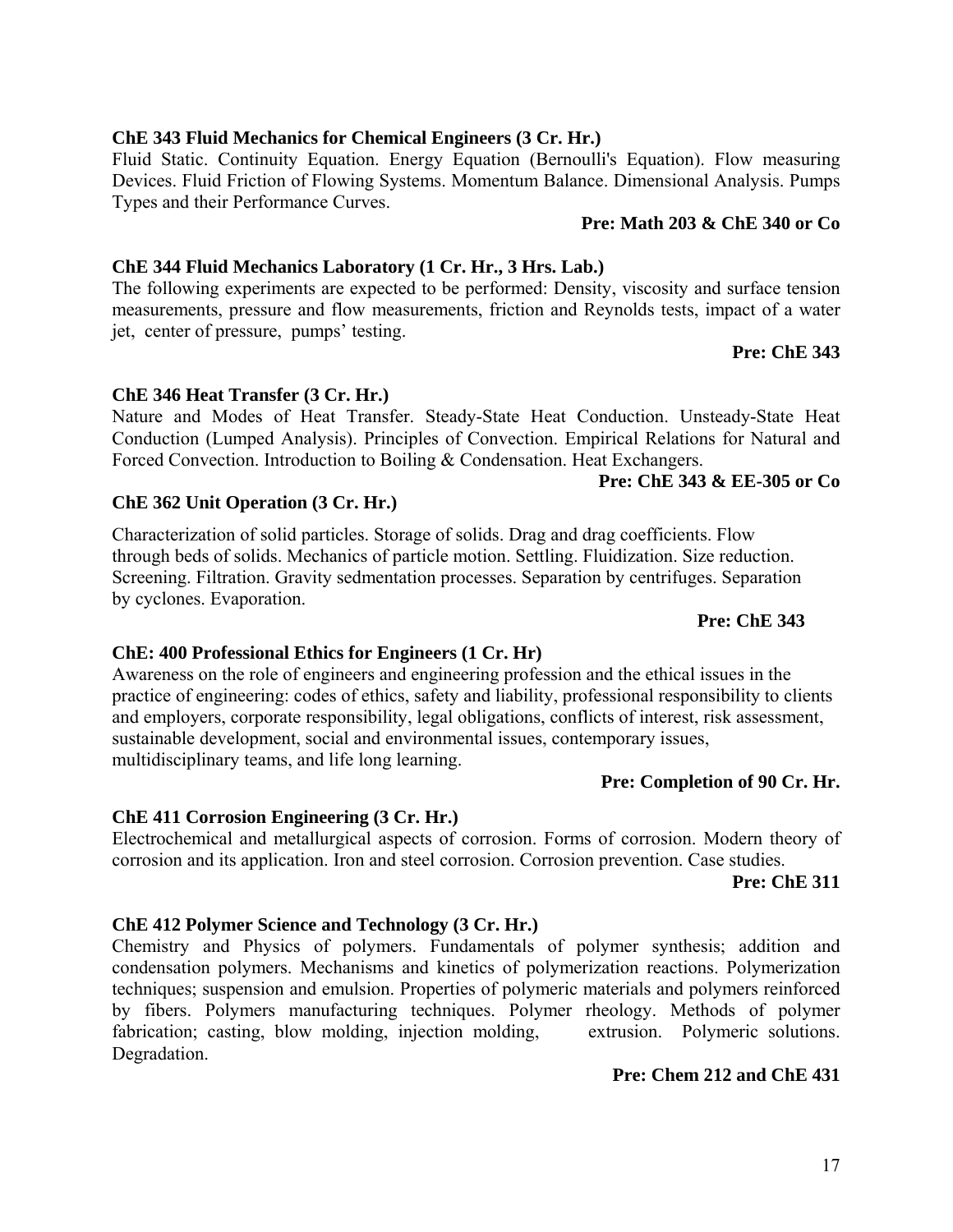**ChE 343 Fluid Mechanics for Chemical Engineers (3 Cr. Hr.)**

Fluid Static. Continuity Equation. Energy Equation (Bernoulli's Equation). Flow measuring Devices. Fluid Friction of Flowing Systems. Momentum Balance. Dimensional Analysis. Pumps Types and their Performance Curves.

**Pre: Math 203 & ChE 340 or Co**

**ChE 344 Fluid Mechanics Laboratory (1 Cr. Hr., 3 Hrs. Lab.)**

The following experiments are expected to be performed: Density, viscosity and surface tension measurements, pressure and flow measurements, friction and Reynolds tests, impact of a water jet, center of pressure, pumps' testing.

**Pre: ChE 343**

**ChE 346 Heat Transfer (3 Cr. Hr.)**

Nature and Modes of Heat Transfer. Steady-State Heat Conduction. Unsteady-State Heat Conduction (Lumped Analysis). Principles of Convection. Empirical Relations for Natural and Forced Convection. Introduction to Boiling & Condensation. Heat Exchangers.

**Pre: ChE 343 & EE-305 or Co**

**ChE 362 Unit Operation (3 Cr. Hr.)**

Characterization of solid particles. Storage of solids. Drag and drag coefficients. Flow through beds of solids. Mechanics of particle motion. Settling. Fluidization. Size reduction. Screening. Filtration. Gravity sedmentation processes. Separation by centrifuges. Separation by cyclones. Evaporation.

**Pre: ChE 343**

**ChE: 400 Professional Ethics for Engineers (1 Cr. Hr)**

Awareness on the role of engineers and engineering profession and the ethical issues in the practice of engineering: codes of ethics, safety and liability, professional responsibility to clients and employers, corporate responsibility, legal obligations, conflicts of interest, risk assessment, sustainable development, social and environmental issues, contemporary issues, multidisciplinary teams, and life long learning.

**Pre: Completion of 90 Cr. Hr.**

**ChE 411 Corrosion Engineering (3 Cr. Hr.)**

Electrochemical and metallurgical aspects of corrosion. Forms of corrosion. Modern theory of corrosion and its application. Iron and steel corrosion. Corrosion prevention. Case studies.

**Pre: ChE 311**

**ChE 412 Polymer Science and Technology (3 Cr. Hr.)**

Chemistry and Physics of polymers. Fundamentals of polymer synthesis; addition and condensation polymers. Mechanisms and kinetics of polymerization reactions. Polymerization techniques; suspension and emulsion. Properties of polymeric materials and polymers reinforced by fibers. Polymers manufacturing techniques. Polymer rheology. Methods of polymer fabrication; casting, blow molding, injection molding, extrusion. Polymeric solutions. Degradation.

**Pre: Chem 212 and ChE 431**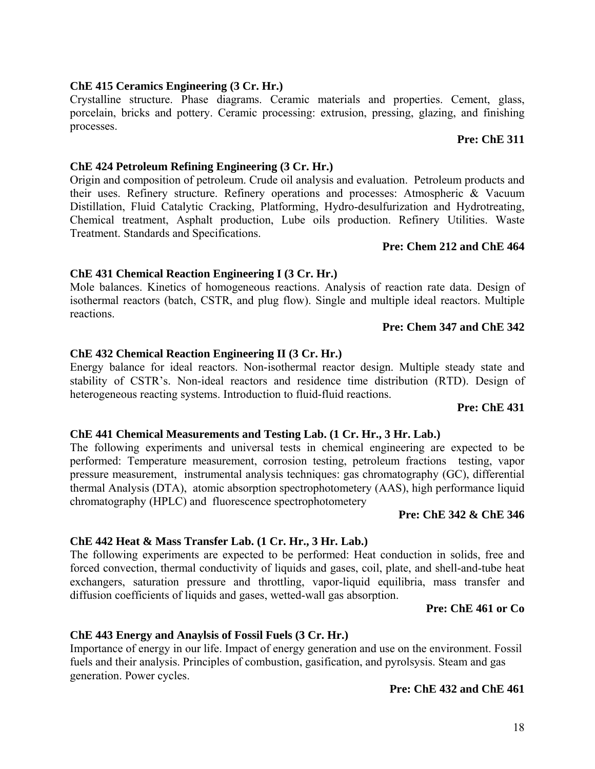**ChE 415 Ceramics Engineering (3 Cr. Hr.)**

Crystalline structure. Phase diagrams. Ceramic materials and properties. Cement, glass, porcelain, bricks and pottery. Ceramic processing: extrusion, pressing, glazing, and finishing processes.

**Pre: ChE 311**

**ChE 424 Petroleum Refining Engineering (3 Cr. Hr.)**

Origin and composition of petroleum. Crude oil analysis and evaluation. Petroleum products and their uses. Refinery structure. Refinery operations and processes: Atmospheric & Vacuum Distillation, Fluid Catalytic Cracking, Platforming, Hydro-desulfurization and Hydrotreating, Chemical treatment, Asphalt production, Lube oils production. Refinery Utilities. Waste Treatment. Standards and Specifications.

**Pre: Chem 212 and ChE 464**

**ChE 431 Chemical Reaction Engineering I (3 Cr. Hr.)**

Mole balances. Kinetics of homogeneous reactions. Analysis of reaction rate data. Design of isothermal reactors (batch, CSTR, and plug flow). Single and multiple ideal reactors. Multiple reactions.

**Pre: Chem 347 and ChE 342**

**ChE 432 Chemical Reaction Engineering II (3 Cr. Hr.)**

Energy balance for ideal reactors. Non-isothermal reactor design. Multiple steady state and stability of CSTR's. Non-ideal reactors and residence time distribution (RTD). Design of heterogeneous reacting systems. Introduction to fluid-fluid reactions.

**Pre: ChE 431**

**ChE 441 Chemical Measurements and Testing Lab. (1 Cr. Hr., 3 Hr. Lab.)**

The following experiments and universal tests in chemical engineering are expected to be performed: Temperature measurement, corrosion testing, petroleum fractions testing, vapor pressure measurement, instrumental analysis techniques: gas chromatography (GC), differential thermal Analysis (DTA), atomic absorption spectrophotometery (AAS), high performance liquid chromatography (HPLC) and fluorescence spectrophotometery

**Pre: ChE 342 & ChE 346**

**ChE 442 Heat & Mass Transfer Lab. (1 Cr. Hr., 3 Hr. Lab.)**

The following experiments are expected to be performed: Heat conduction in solids, free and forced convection, thermal conductivity of liquids and gases, coil, plate, and shell-and-tube heat exchangers, saturation pressure and throttling, vapor-liquid equilibria, mass transfer and diffusion coefficients of liquids and gases, wetted-wall gas absorption.

**Pre: ChE 461 or Co**

**ChE 443 Energy and Anaylsis of Fossil Fuels (3 Cr. Hr.)**

Importance of energy in our life. Impact of energy generation and use on the environment. Fossil fuels and their analysis. Principles of combustion, gasification, and pyrolsysis. Steam and gas generation. Power cycles.

**Pre: ChE 432 and ChE 461**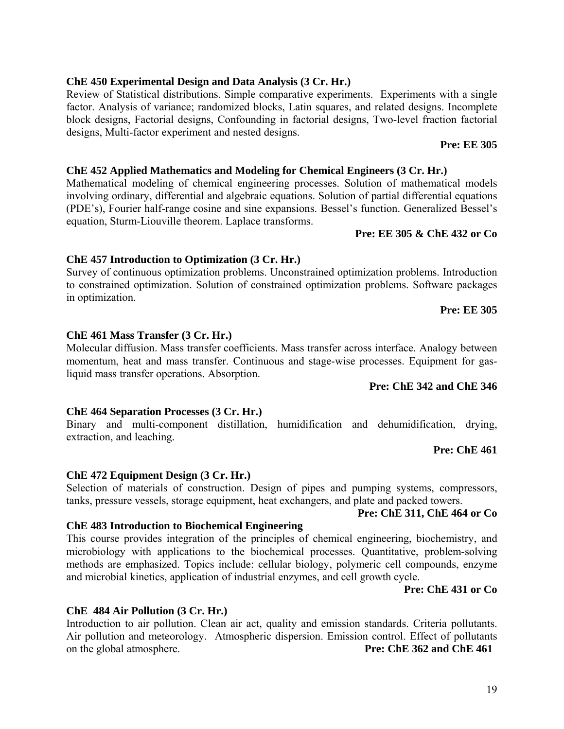**ChE 450 Experimental Design and Data Analysis (3 Cr. Hr.)**

Review of Statistical distributions. Simple comparative experiments. Experiments with a single factor. Analysis of variance; randomized blocks, Latin squares, and related designs. Incomplete block designs, Factorial designs, Confounding in factorial designs, Two-level fraction factorial designs, Multi-factor experiment and nested designs.

**Pre: EE 305**

**ChE 452 Applied Mathematics and Modeling for Chemical Engineers (3 Cr. Hr.)**

Mathematical modeling of chemical engineering processes. Solution of mathematical models involving ordinary, differential and algebraic equations. Solution of partial differential equations (PDE's), Fourier half-range cosine and sine expansions. Bessel's function. Generalized Bessel's equation, Sturm-Liouville theorem. Laplace transforms.

**Pre: EE 305 & ChE 432 or Co**

**ChE 457 Introduction to Optimization (3 Cr. Hr.)**

Survey of continuous optimization problems. Unconstrained optimization problems. Introduction to constrained optimization. Solution of constrained optimization problems. Software packages in optimization.

**Pre: EE 305**

**ChE 461 Mass Transfer (3 Cr. Hr.)**

Molecular diffusion. Mass transfer coefficients. Mass transfer across interface. Analogy between momentum, heat and mass transfer. Continuous and stage-wise processes. Equipment for gas-liquid mass transfer operations. Absorption.

**Pre: ChE 342 and ChE 346**

**ChE 464 Separation Processes (3 Cr. Hr.)**

Binary and multi-component distillation, humidification and dehumidification, drying, extraction, and leaching.

**Pre: ChE 461**

**ChE 472 Equipment Design (3 Cr. Hr.)**

Selection of materials of construction. Design of pipes and pumping systems, compressors, tanks, pressure vessels, storage equipment, heat exchangers, and plate and packed towers.

**Pre: ChE 311, ChE 464 or Co**

**ChE 483 Introduction to Biochemical Engineering**

This course provides integration of the principles of chemical engineering, biochemistry, and microbiology with applications to the biochemical processes. Quantitative, problem-solving methods are emphasized. Topics include: cellular biology, polymeric cell compounds, enzyme and microbial kinetics, application of industrial enzymes, and cell growth cycle.

**Pre: ChE 431 or Co**

**ChE 484 Air Pollution (3 Cr. Hr.)**

Introduction to air pollution. Clean air act, quality and emission standards. Criteria pollutants. Air pollution and meteorology. Atmospheric dispersion. Emission control. Effect of pollutants on the global atmosphere.

**Pre: ChE 362 and ChE 461**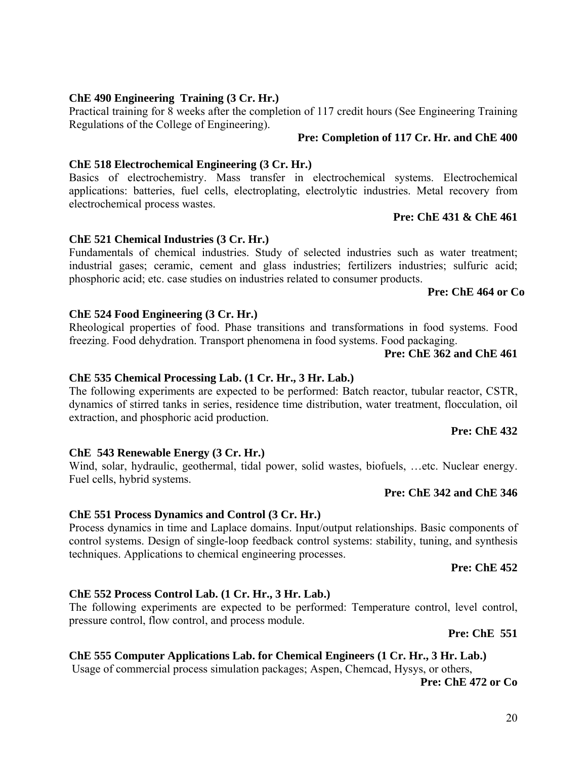**ChE 490 Engineering Training (3 Cr. Hr.)**
Practical training for 8 weeks after the completion of 117 credit hours (See Engineering Training Regulations of the College of Engineering).

**Pre: Completion of 117 Cr. Hr. and ChE 400**

**ChE 518 Electrochemical Engineering (3 Cr. Hr.)**
Basics of electrochemistry. Mass transfer in electrochemical systems. Electrochemical applications: batteries, fuel cells, electroplating, electrolytic industries. Metal recovery from electrochemical process wastes.

**Pre: ChE 431 & ChE 461**

**ChE 521 Chemical Industries (3 Cr. Hr.)**
Fundamentals of chemical industries. Study of selected industries such as water treatment; industrial gases; ceramic, cement and glass industries; fertilizers industries; sulfuric acid; phosphoric acid; etc. case studies on industries related to consumer products.

**Pre: ChE 464 or Co**

**ChE 524 Food Engineering (3 Cr. Hr.)**
Rheological properties of food. Phase transitions and transformations in food systems. Food freezing. Food dehydration. Transport phenomena in food systems. Food packaging.

**Pre: ChE 362 and ChE 461**

**ChE 535 Chemical Processing Lab. (1 Cr. Hr., 3 Hr. Lab.)**
The following experiments are expected to be performed: Batch reactor, tubular reactor, CSTR, dynamics of stirred tanks in series, residence time distribution, water treatment, flocculation, oil extraction, and phosphoric acid production.

**Pre: ChE 432**

**ChE 543 Renewable Energy (3 Cr. Hr.)**
Wind, solar, hydraulic, geothermal, tidal power, solid wastes, biofuels, …etc. Nuclear energy. Fuel cells, hybrid systems.

**Pre: ChE 342 and ChE 346**

**ChE 551 Process Dynamics and Control (3 Cr. Hr.)**
Process dynamics in time and Laplace domains. Input/output relationships. Basic components of control systems. Design of single-loop feedback control systems: stability, tuning, and synthesis techniques. Applications to chemical engineering processes.

**Pre: ChE 452**

**ChE 552 Process Control Lab. (1 Cr. Hr., 3 Hr. Lab.)**
The following experiments are expected to be performed: Temperature control, level control, pressure control, flow control, and process module.

**Pre: ChE 551**

**ChE 555 Computer Applications Lab. for Chemical Engineers (1 Cr. Hr., 3 Hr. Lab.)**
Usage of commercial process simulation packages; Aspen, Chemcad, Hysys, or others,

**Pre: ChE 472 or Co**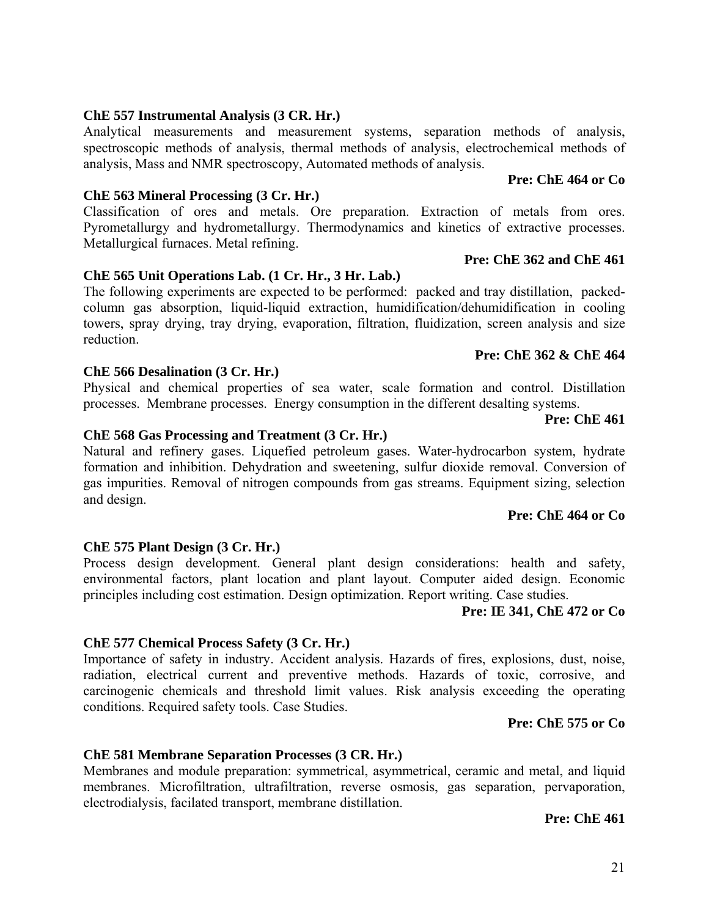**ChE 557 Instrumental Analysis (3 CR. Hr.)**

Analytical measurements and measurement systems, separation methods of analysis, spectroscopic methods of analysis, thermal methods of analysis, electrochemical methods of analysis, Mass and NMR spectroscopy, Automated methods of analysis.

**Pre: ChE 464 or Co**

**ChE 563 Mineral Processing (3 Cr. Hr.)**

Classification of ores and metals. Ore preparation. Extraction of metals from ores. Pyrometallurgy and hydrometallurgy. Thermodynamics and kinetics of extractive processes. Metallurgical furnaces. Metal refining.

**Pre: ChE 362 and ChE 461**

**ChE 565 Unit Operations Lab. (1 Cr. Hr., 3 Hr. Lab.)**

The following experiments are expected to be performed: packed and tray distillation, packed-column gas absorption, liquid-liquid extraction, humidification/dehumidification in cooling towers, spray drying, tray drying, evaporation, filtration, fluidization, screen analysis and size reduction.

**Pre: ChE 362 & ChE 464**

**ChE 566 Desalination (3 Cr. Hr.)**

Physical and chemical properties of sea water, scale formation and control. Distillation processes. Membrane processes. Energy consumption in the different desalting systems.

**Pre: ChE 461**

**ChE 568 Gas Processing and Treatment (3 Cr. Hr.)**

Natural and refinery gases. Liquefied petroleum gases. Water-hydrocarbon system, hydrate formation and inhibition. Dehydration and sweetening, sulfur dioxide removal. Conversion of gas impurities. Removal of nitrogen compounds from gas streams. Equipment sizing, selection and design.

**Pre: ChE 464 or Co**

**ChE 575 Plant Design (3 Cr. Hr.)**

Process design development. General plant design considerations: health and safety, environmental factors, plant location and plant layout. Computer aided design. Economic principles including cost estimation. Design optimization. Report writing. Case studies.

**Pre: IE 341, ChE 472 or Co**

**ChE 577 Chemical Process Safety (3 Cr. Hr.)**

Importance of safety in industry. Accident analysis. Hazards of fires, explosions, dust, noise, radiation, electrical current and preventive methods. Hazards of toxic, corrosive, and carcinogenic chemicals and threshold limit values. Risk analysis exceeding the operating conditions. Required safety tools. Case Studies.

**Pre: ChE 575 or Co**

**ChE 581 Membrane Separation Processes (3 CR. Hr.)**

Membranes and module preparation: symmetrical, asymmetrical, ceramic and metal, and liquid membranes. Microfiltration, ultrafiltration, reverse osmosis, gas separation, pervaporation, electrodialysis, facilated transport, membrane distillation.

**Pre: ChE 461**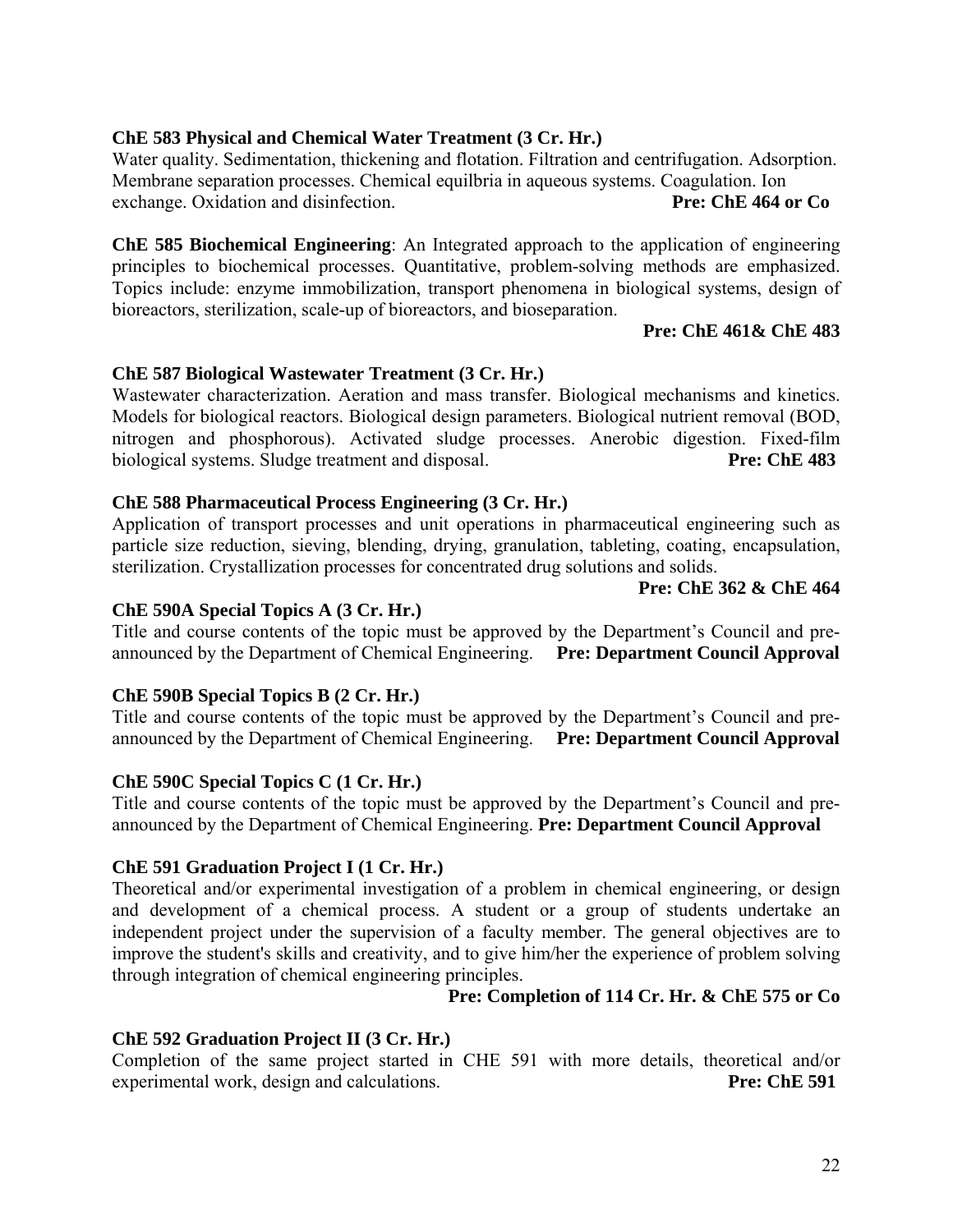**ChE 583 Physical and Chemical Water Treatment (3 Cr. Hr.)**
Water quality. Sedimentation, thickening and flotation. Filtration and centrifugation. Adsorption. Membrane separation processes. Chemical equilbria in aqueous systems. Coagulation. Ion exchange. Oxidation and disinfection. **Pre: ChE 464 or Co**

**ChE 585 Biochemical Engineering**: An Integrated approach to the application of engineering principles to biochemical processes. Quantitative, problem-solving methods are emphasized. Topics include: enzyme immobilization, transport phenomena in biological systems, design of bioreactors, sterilization, scale-up of bioreactors, and bioseparation.
**Pre: ChE 461& ChE 483**

**ChE 587 Biological Wastewater Treatment (3 Cr. Hr.)**
Wastewater characterization. Aeration and mass transfer. Biological mechanisms and kinetics. Models for biological reactors. Biological design parameters. Biological nutrient removal (BOD, nitrogen and phosphorous). Activated sludge processes. Anerobic digestion. Fixed-film biological systems. Sludge treatment and disposal. **Pre: ChE 483**

**ChE 588 Pharmaceutical Process Engineering (3 Cr. Hr.)**
Application of transport processes and unit operations in pharmaceutical engineering such as particle size reduction, sieving, blending, drying, granulation, tableting, coating, encapsulation, sterilization. Crystallization processes for concentrated drug solutions and solids.
**Pre: ChE 362 & ChE 464**

**ChE 590A Special Topics A (3 Cr. Hr.)**
Title and course contents of the topic must be approved by the Department's Council and pre-announced by the Department of Chemical Engineering. **Pre: Department Council Approval**

**ChE 590B Special Topics B (2 Cr. Hr.)**
Title and course contents of the topic must be approved by the Department's Council and pre-announced by the Department of Chemical Engineering. **Pre: Department Council Approval**

**ChE 590C Special Topics C (1 Cr. Hr.)**
Title and course contents of the topic must be approved by the Department's Council and pre-announced by the Department of Chemical Engineering. **Pre: Department Council Approval**

**ChE 591 Graduation Project I (1 Cr. Hr.)**
Theoretical and/or experimental investigation of a problem in chemical engineering, or design and development of a chemical process. A student or a group of students undertake an independent project under the supervision of a faculty member. The general objectives are to improve the student's skills and creativity, and to give him/her the experience of problem solving through integration of chemical engineering principles.
**Pre: Completion of 114 Cr. Hr. & ChE 575 or Co**

**ChE 592 Graduation Project II (3 Cr. Hr.)**
Completion of the same project started in CHE 591 with more details, theoretical and/or experimental work, design and calculations. **Pre: ChE 591**